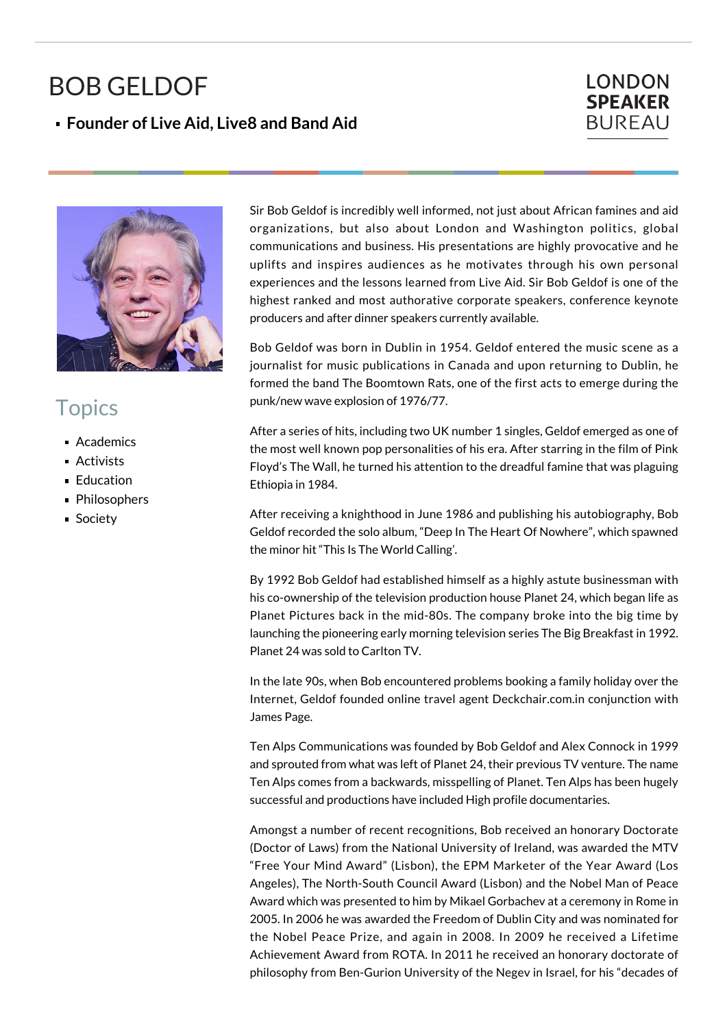# BOB GELDOF

- **Founder of Live Aid, Live8 and Band Aid**

LONDON
**SPEAKER**
BUREAU

## Topics

- Academics
- Activists
- Education
- Philosophers
- Society

Sir Bob Geldof is incredibly well informed, not just about African famines and aid organizations, but also about London and Washington politics, global communications and business. His presentations are highly provocative and he uplifts and inspires audiences as he motivates through his own personal experiences and the lessons learned from Live Aid. Sir Bob Geldof is one of the highest ranked and most authorative corporate speakers, conference keynote producers and after dinner speakers currently available.

Bob Geldof was born in Dublin in 1954. Geldof entered the music scene as a journalist for music publications in Canada and upon returning to Dublin, he formed the band The Boomtown Rats, one of the first acts to emerge during the punk/new wave explosion of 1976/77.

After a series of hits, including two UK number 1 singles, Geldof emerged as one of the most well known pop personalities of his era. After starring in the film of Pink Floyd's The Wall, he turned his attention to the dreadful famine that was plaguing Ethiopia in 1984.

After receiving a knighthood in June 1986 and publishing his autobiography, Bob Geldof recorded the solo album, "Deep In The Heart Of Nowhere", which spawned the minor hit "This Is The World Calling'.

By 1992 Bob Geldof had established himself as a highly astute businessman with his co-ownership of the television production house Planet 24, which began life as Planet Pictures back in the mid-80s. The company broke into the big time by launching the pioneering early morning television series The Big Breakfast in 1992. Planet 24 was sold to Carlton TV.

In the late 90s, when Bob encountered problems booking a family holiday over the Internet, Geldof founded online travel agent Deckchair.com.in conjunction with James Page.

Ten Alps Communications was founded by Bob Geldof and Alex Connock in 1999 and sprouted from what was left of Planet 24, their previous TV venture. The name Ten Alps comes from a backwards, misspelling of Planet. Ten Alps has been hugely successful and productions have included High profile documentaries.

Amongst a number of recent recognitions, Bob received an honorary Doctorate (Doctor of Laws) from the National University of Ireland, was awarded the MTV "Free Your Mind Award" (Lisbon), the EPM Marketer of the Year Award (Los Angeles), The North-South Council Award (Lisbon) and the Nobel Man of Peace Award which was presented to him by Mikael Gorbachev at a ceremony in Rome in 2005. In 2006 he was awarded the Freedom of Dublin City and was nominated for the Nobel Peace Prize, and again in 2008. In 2009 he received a Lifetime Achievement Award from ROTA. In 2011 he received an honorary doctorate of philosophy from Ben-Gurion University of the Negev in Israel, for his "decades of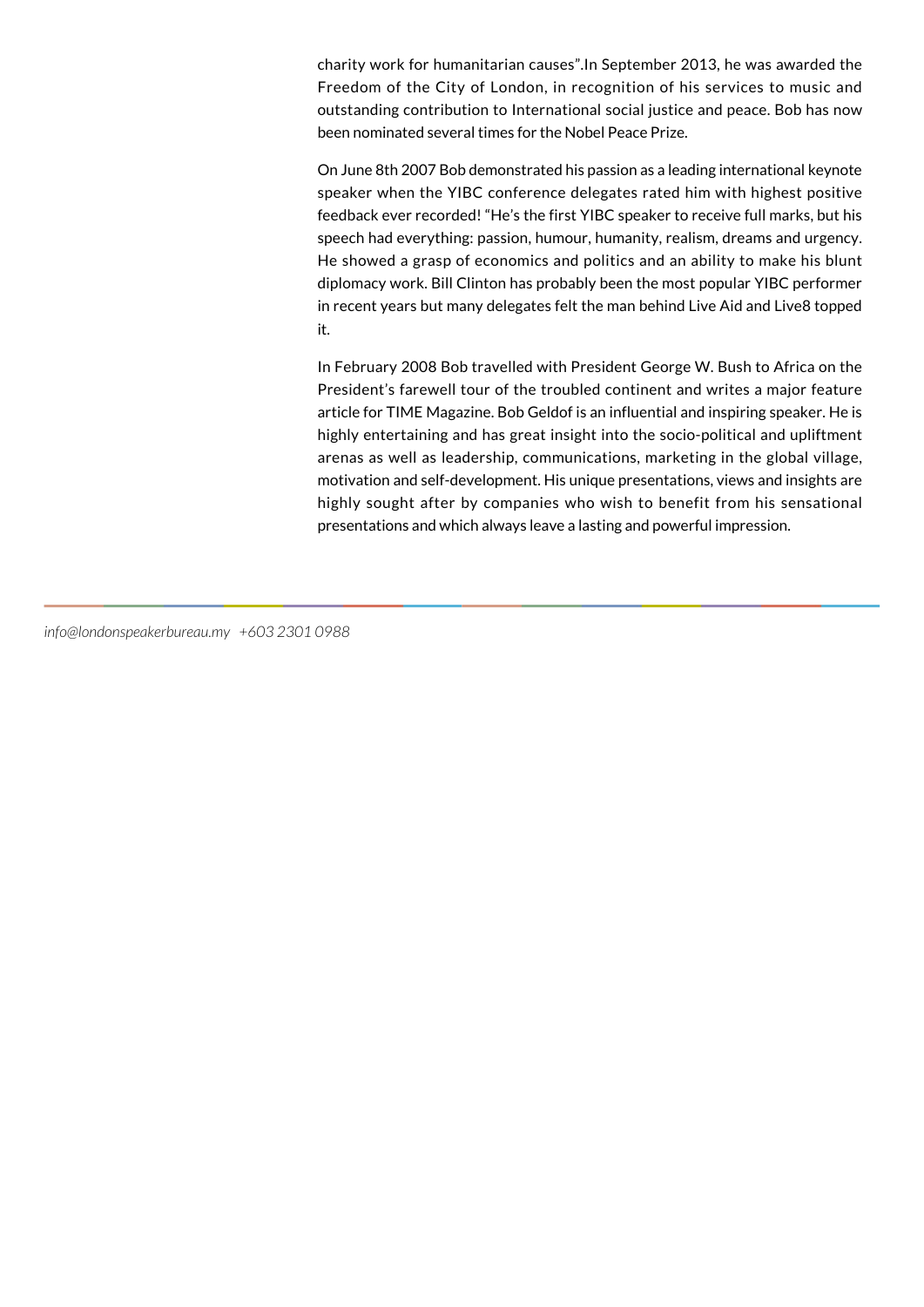charity work for humanitarian causes".In September 2013, he was awarded the Freedom of the City of London, in recognition of his services to music and outstanding contribution to International social justice and peace. Bob has now been nominated several times for the Nobel Peace Prize.

On June 8th 2007 Bob demonstrated his passion as a leading international keynote speaker when the YIBC conference delegates rated him with highest positive feedback ever recorded! "He's the first YIBC speaker to receive full marks, but his speech had everything: passion, humour, humanity, realism, dreams and urgency. He showed a grasp of economics and politics and an ability to make his blunt diplomacy work. Bill Clinton has probably been the most popular YIBC performer in recent years but many delegates felt the man behind Live Aid and Live8 topped it.

In February 2008 Bob travelled with President George W. Bush to Africa on the President's farewell tour of the troubled continent and writes a major feature article for TIME Magazine. Bob Geldof is an influential and inspiring speaker. He is highly entertaining and has great insight into the socio-political and upliftment arenas as well as leadership, communications, marketing in the global village, motivation and self-development. His unique presentations, views and insights are highly sought after by companies who wish to benefit from his sensational presentations and which always leave a lasting and powerful impression.

*info@londonspeakerbureau.my +603 2301 0988*